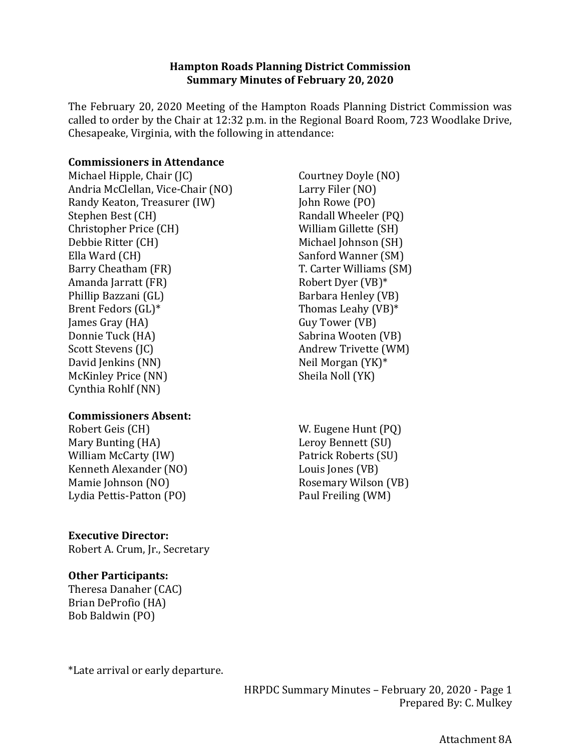# Hampton Roads Planning District Commission
## Summary Minutes of February 20, 2020

The February 20, 2020 Meeting of the Hampton Roads Planning District Commission was called to order by the Chair at 12:32 p.m. in the Regional Board Room, 723 Woodlake Drive, Chesapeake, Virginia, with the following in attendance:

**Commissioners in Attendance**

Michael Hipple, Chair (JC)
Andria McClellan, Vice-Chair (NO)
Randy Keaton, Treasurer (IW)
Stephen Best (CH)
Christopher Price (CH)
Debbie Ritter (CH)
Ella Ward (CH)
Barry Cheatham (FR)
Amanda Jarratt (FR)
Phillip Bazzani (GL)
Brent Fedors (GL)*
James Gray (HA)
Donnie Tuck (HA)
Scott Stevens (JC)
David Jenkins (NN)
McKinley Price (NN)
Cynthia Rohlf (NN)
Courtney Doyle (NO)
Larry Filer (NO)
John Rowe (PO)
Randall Wheeler (PQ)
William Gillette (SH)
Michael Johnson (SH)
Sanford Wanner (SM)
T. Carter Williams (SM)
Robert Dyer (VB)*
Barbara Henley (VB)
Thomas Leahy (VB)*
Guy Tower (VB)
Sabrina Wooten (VB)
Andrew Trivette (WM)
Neil Morgan (YK)*
Sheila Noll (YK)

**Commissioners Absent:**

Robert Geis (CH)
Mary Bunting (HA)
William McCarty (IW)
Kenneth Alexander (NO)
Mamie Johnson (NO)
Lydia Pettis-Patton (PO)
W. Eugene Hunt (PQ)
Leroy Bennett (SU)
Patrick Roberts (SU)
Louis Jones (VB)
Rosemary Wilson (VB)
Paul Freiling (WM)

**Executive Director:**

Robert A. Crum, Jr., Secretary

**Other Participants:**

Theresa Danaher (CAC)
Brian DeProfio (HA)
Bob Baldwin (PO)

*Late arrival or early departure.

Prepared By: C. Mulkey

Attachment 8A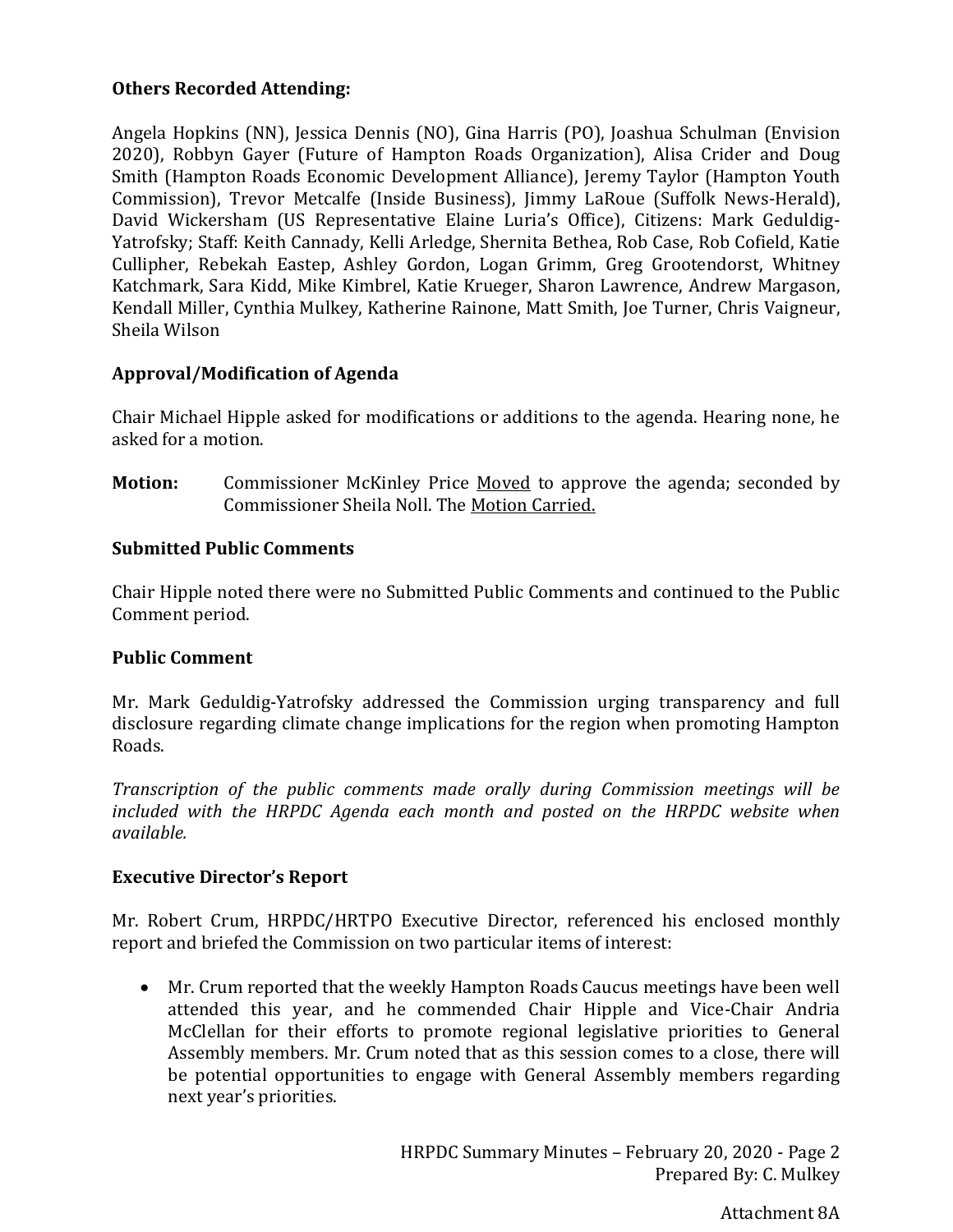**Others Recorded Attending:**

Angela Hopkins (NN), Jessica Dennis (NO), Gina Harris (PO), Joashua Schulman (Envision 2020), Robbyn Gayer (Future of Hampton Roads Organization), Alisa Crider and Doug Smith (Hampton Roads Economic Development Alliance), Jeremy Taylor (Hampton Youth Commission), Trevor Metcalfe (Inside Business), Jimmy LaRoue (Suffolk News-Herald), David Wickersham (US Representative Elaine Luria's Office), Citizens: Mark Geduldig-Yatrofsky; Staff: Keith Cannady, Kelli Arledge, Shernita Bethea, Rob Case, Rob Cofield, Katie Cullipher, Rebekah Eastep, Ashley Gordon, Logan Grimm, Greg Grootendorst, Whitney Katchmark, Sara Kidd, Mike Kimbrel, Katie Krueger, Sharon Lawrence, Andrew Margason, Kendall Miller, Cynthia Mulkey, Katherine Rainone, Matt Smith, Joe Turner, Chris Vaigneur, Sheila Wilson

**Approval/Modification of Agenda**

Chair Michael Hipple asked for modifications or additions to the agenda. Hearing none, he asked for a motion.

**Motion:** Commissioner McKinley Price Moved to approve the agenda; seconded by Commissioner Sheila Noll. The Motion Carried.

**Submitted Public Comments**

Chair Hipple noted there were no Submitted Public Comments and continued to the Public Comment period.

**Public Comment**

Mr. Mark Geduldig-Yatrofsky addressed the Commission urging transparency and full disclosure regarding climate change implications for the region when promoting Hampton Roads.

*Transcription of the public comments made orally during Commission meetings will be included with the HRPDC Agenda each month and posted on the HRPDC website when available.*

**Executive Director's Report**

Mr. Robert Crum, HRPDC/HRTPO Executive Director, referenced his enclosed monthly report and briefed the Commission on two particular items of interest:

- Mr. Crum reported that the weekly Hampton Roads Caucus meetings have been well attended this year, and he commended Chair Hipple and Vice-Chair Andria McClellan for their efforts to promote regional legislative priorities to General Assembly members. Mr. Crum noted that as this session comes to a close, there will be potential opportunities to engage with General Assembly members regarding next year's priorities.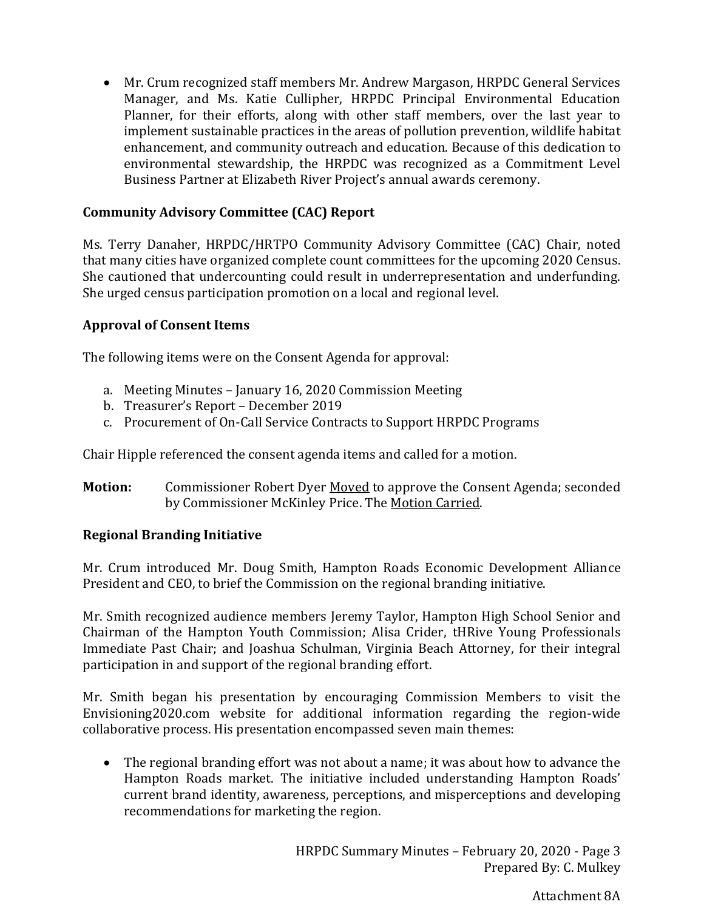- Mr. Crum recognized staff members Mr. Andrew Margason, HRPDC General Services Manager, and Ms. Katie Cullipher, HRPDC Principal Environmental Education Planner, for their efforts, along with other staff members, over the last year to implement sustainable practices in the areas of pollution prevention, wildlife habitat enhancement, and community outreach and education. Because of this dedication to environmental stewardship, the HRPDC was recognized as a Commitment Level Business Partner at Elizabeth River Project's annual awards ceremony.

**Community Advisory Committee (CAC) Report**

Ms. Terry Danaher, HRPDC/HRTPO Community Advisory Committee (CAC) Chair, noted that many cities have organized complete count committees for the upcoming 2020 Census. She cautioned that undercounting could result in underrepresentation and underfunding. She urged census participation promotion on a local and regional level.

**Approval of Consent Items**

The following items were on the Consent Agenda for approval:

a. Meeting Minutes – January 16, 2020 Commission Meeting
b. Treasurer's Report – December 2019
c. Procurement of On-Call Service Contracts to Support HRPDC Programs

Chair Hipple referenced the consent agenda items and called for a motion.

**Motion:** Commissioner Robert Dyer Moved to approve the Consent Agenda; seconded by Commissioner McKinley Price. The Motion Carried.

**Regional Branding Initiative**

Mr. Crum introduced Mr. Doug Smith, Hampton Roads Economic Development Alliance President and CEO, to brief the Commission on the regional branding initiative.

Mr. Smith recognized audience members Jeremy Taylor, Hampton High School Senior and Chairman of the Hampton Youth Commission; Alisa Crider, tHRive Young Professionals Immediate Past Chair; and Joashua Schulman, Virginia Beach Attorney, for their integral participation in and support of the regional branding effort.

Mr. Smith began his presentation by encouraging Commission Members to visit the Envisioning2020.com website for additional information regarding the region-wide collaborative process. His presentation encompassed seven main themes:

- The regional branding effort was not about a name; it was about how to advance the Hampton Roads market. The initiative included understanding Hampton Roads' current brand identity, awareness, perceptions, and misperceptions and developing recommendations for marketing the region.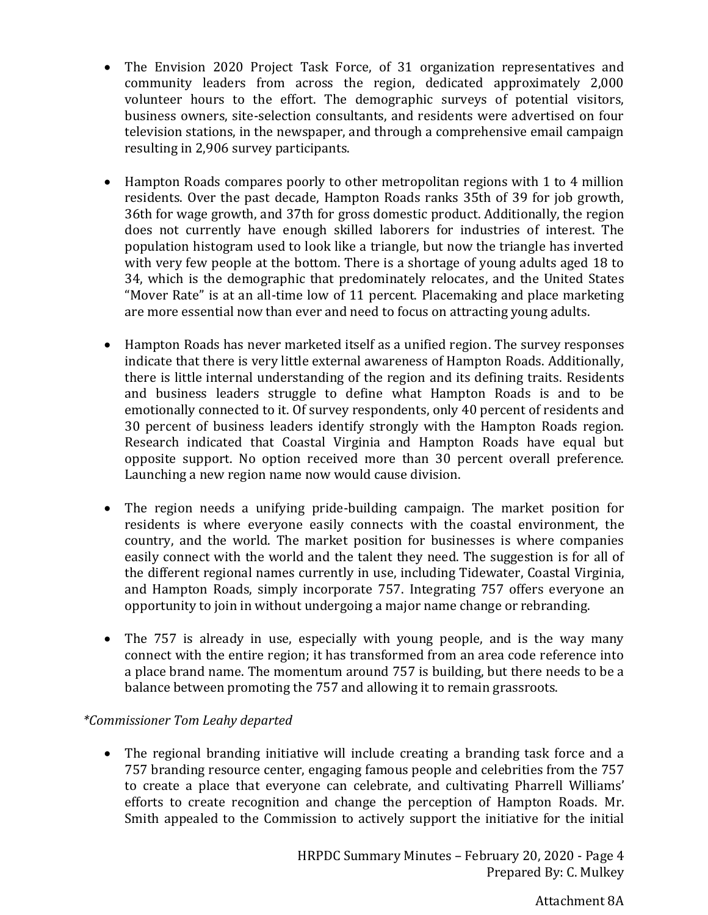- The Envision 2020 Project Task Force, of 31 organization representatives and community leaders from across the region, dedicated approximately 2,000 volunteer hours to the effort. The demographic surveys of potential visitors, business owners, site-selection consultants, and residents were advertised on four television stations, in the newspaper, and through a comprehensive email campaign resulting in 2,906 survey participants.

- Hampton Roads compares poorly to other metropolitan regions with 1 to 4 million residents. Over the past decade, Hampton Roads ranks 35th of 39 for job growth, 36th for wage growth, and 37th for gross domestic product. Additionally, the region does not currently have enough skilled laborers for industries of interest. The population histogram used to look like a triangle, but now the triangle has inverted with very few people at the bottom. There is a shortage of young adults aged 18 to 34, which is the demographic that predominately relocates, and the United States "Mover Rate" is at an all-time low of 11 percent. Placemaking and place marketing are more essential now than ever and need to focus on attracting young adults.

- Hampton Roads has never marketed itself as a unified region. The survey responses indicate that there is very little external awareness of Hampton Roads. Additionally, there is little internal understanding of the region and its defining traits. Residents and business leaders struggle to define what Hampton Roads is and to be emotionally connected to it. Of survey respondents, only 40 percent of residents and 30 percent of business leaders identify strongly with the Hampton Roads region. Research indicated that Coastal Virginia and Hampton Roads have equal but opposite support. No option received more than 30 percent overall preference. Launching a new region name now would cause division.

- The region needs a unifying pride-building campaign. The market position for residents is where everyone easily connects with the coastal environment, the country, and the world. The market position for businesses is where companies easily connect with the world and the talent they need. The suggestion is for all of the different regional names currently in use, including Tidewater, Coastal Virginia, and Hampton Roads, simply incorporate 757. Integrating 757 offers everyone an opportunity to join in without undergoing a major name change or rebranding.

- The 757 is already in use, especially with young people, and is the way many connect with the entire region; it has transformed from an area code reference into a place brand name. The momentum around 757 is building, but there needs to be a balance between promoting the 757 and allowing it to remain grassroots.

*\*Commissioner Tom Leahy departed*

- The regional branding initiative will include creating a branding task force and a 757 branding resource center, engaging famous people and celebrities from the 757 to create a place that everyone can celebrate, and cultivating Pharrell Williams' efforts to create recognition and change the perception of Hampton Roads. Mr. Smith appealed to the Commission to actively support the initiative for the initial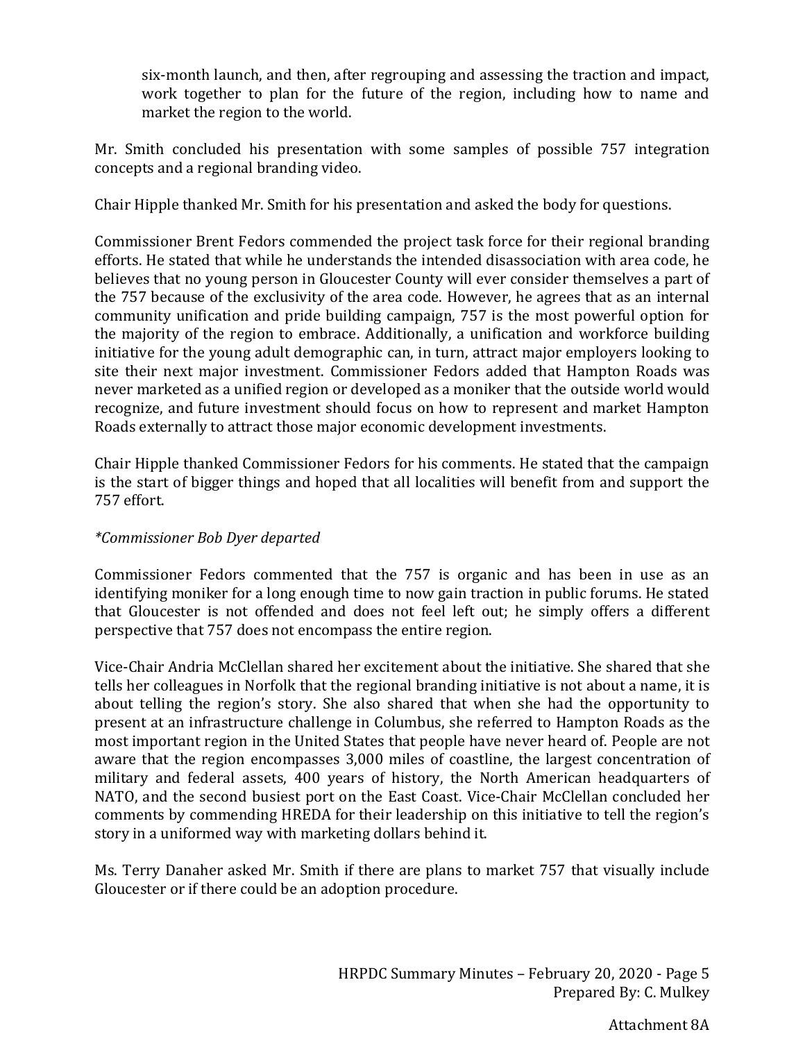six-month launch, and then, after regrouping and assessing the traction and impact, work together to plan for the future of the region, including how to name and market the region to the world.

Mr. Smith concluded his presentation with some samples of possible 757 integration concepts and a regional branding video.

Chair Hipple thanked Mr. Smith for his presentation and asked the body for questions.

Commissioner Brent Fedors commended the project task force for their regional branding efforts. He stated that while he understands the intended disassociation with area code, he believes that no young person in Gloucester County will ever consider themselves a part of the 757 because of the exclusivity of the area code. However, he agrees that as an internal community unification and pride building campaign, 757 is the most powerful option for the majority of the region to embrace. Additionally, a unification and workforce building initiative for the young adult demographic can, in turn, attract major employers looking to site their next major investment. Commissioner Fedors added that Hampton Roads was never marketed as a unified region or developed as a moniker that the outside world would recognize, and future investment should focus on how to represent and market Hampton Roads externally to attract those major economic development investments.

Chair Hipple thanked Commissioner Fedors for his comments. He stated that the campaign is the start of bigger things and hoped that all localities will benefit from and support the 757 effort.

*\*Commissioner Bob Dyer departed*

Commissioner Fedors commented that the 757 is organic and has been in use as an identifying moniker for a long enough time to now gain traction in public forums. He stated that Gloucester is not offended and does not feel left out; he simply offers a different perspective that 757 does not encompass the entire region.

Vice-Chair Andria McClellan shared her excitement about the initiative. She shared that she tells her colleagues in Norfolk that the regional branding initiative is not about a name, it is about telling the region's story. She also shared that when she had the opportunity to present at an infrastructure challenge in Columbus, she referred to Hampton Roads as the most important region in the United States that people have never heard of. People are not aware that the region encompasses 3,000 miles of coastline, the largest concentration of military and federal assets, 400 years of history, the North American headquarters of NATO, and the second busiest port on the East Coast. Vice-Chair McClellan concluded her comments by commending HREDA for their leadership on this initiative to tell the region's story in a uniformed way with marketing dollars behind it.

Ms. Terry Danaher asked Mr. Smith if there are plans to market 757 that visually include Gloucester or if there could be an adoption procedure.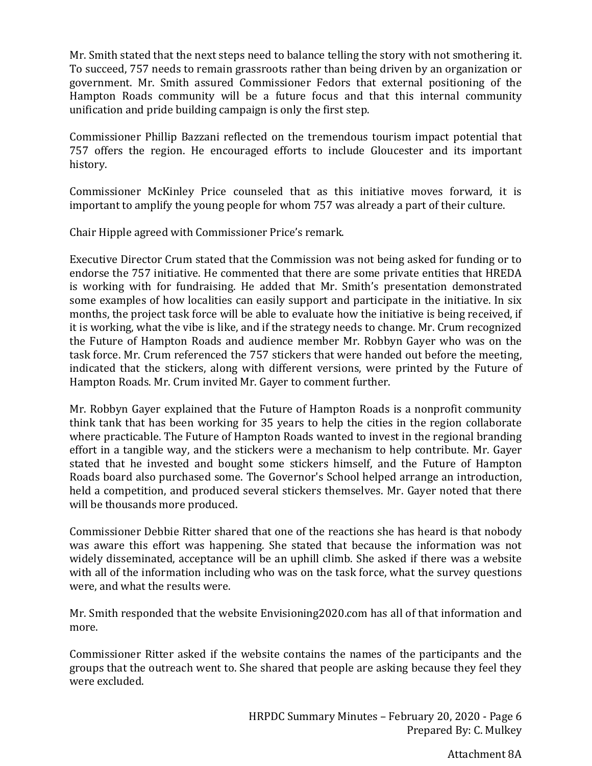Mr. Smith stated that the next steps need to balance telling the story with not smothering it. To succeed, 757 needs to remain grassroots rather than being driven by an organization or government. Mr. Smith assured Commissioner Fedors that external positioning of the Hampton Roads community will be a future focus and that this internal community unification and pride building campaign is only the first step.

Commissioner Phillip Bazzani reflected on the tremendous tourism impact potential that 757 offers the region. He encouraged efforts to include Gloucester and its important history.

Commissioner McKinley Price counseled that as this initiative moves forward, it is important to amplify the young people for whom 757 was already a part of their culture.

Chair Hipple agreed with Commissioner Price's remark.

Executive Director Crum stated that the Commission was not being asked for funding or to endorse the 757 initiative. He commented that there are some private entities that HREDA is working with for fundraising. He added that Mr. Smith's presentation demonstrated some examples of how localities can easily support and participate in the initiative. In six months, the project task force will be able to evaluate how the initiative is being received, if it is working, what the vibe is like, and if the strategy needs to change. Mr. Crum recognized the Future of Hampton Roads and audience member Mr. Robbyn Gayer who was on the task force. Mr. Crum referenced the 757 stickers that were handed out before the meeting, indicated that the stickers, along with different versions, were printed by the Future of Hampton Roads. Mr. Crum invited Mr. Gayer to comment further.

Mr. Robbyn Gayer explained that the Future of Hampton Roads is a nonprofit community think tank that has been working for 35 years to help the cities in the region collaborate where practicable. The Future of Hampton Roads wanted to invest in the regional branding effort in a tangible way, and the stickers were a mechanism to help contribute. Mr. Gayer stated that he invested and bought some stickers himself, and the Future of Hampton Roads board also purchased some. The Governor's School helped arrange an introduction, held a competition, and produced several stickers themselves. Mr. Gayer noted that there will be thousands more produced.

Commissioner Debbie Ritter shared that one of the reactions she has heard is that nobody was aware this effort was happening. She stated that because the information was not widely disseminated, acceptance will be an uphill climb. She asked if there was a website with all of the information including who was on the task force, what the survey questions were, and what the results were.

Mr. Smith responded that the website Envisioning2020.com has all of that information and more.

Commissioner Ritter asked if the website contains the names of the participants and the groups that the outreach went to. She shared that people are asking because they feel they were excluded.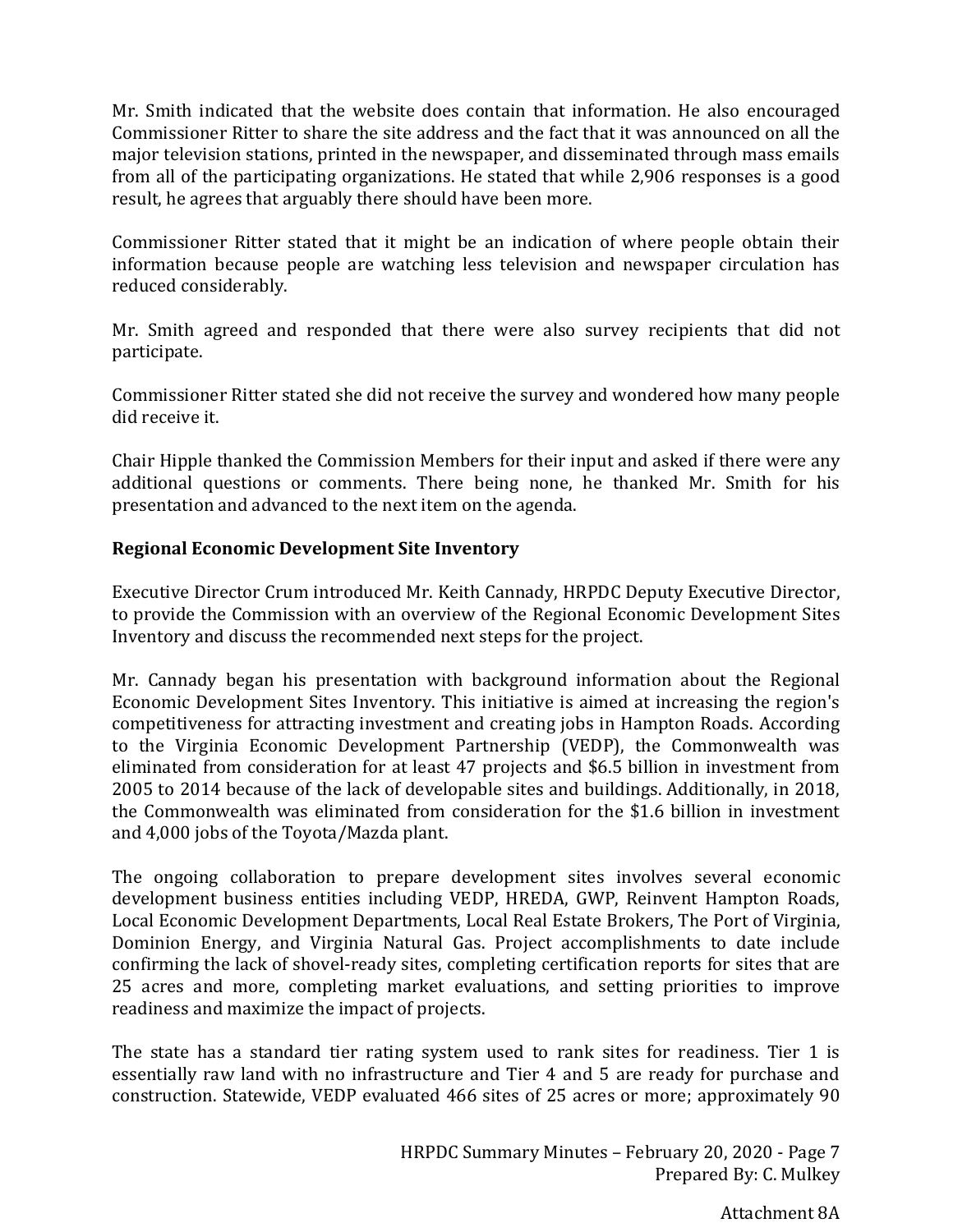Mr. Smith indicated that the website does contain that information. He also encouraged Commissioner Ritter to share the site address and the fact that it was announced on all the major television stations, printed in the newspaper, and disseminated through mass emails from all of the participating organizations. He stated that while 2,906 responses is a good result, he agrees that arguably there should have been more.

Commissioner Ritter stated that it might be an indication of where people obtain their information because people are watching less television and newspaper circulation has reduced considerably.

Mr. Smith agreed and responded that there were also survey recipients that did not participate.

Commissioner Ritter stated she did not receive the survey and wondered how many people did receive it.

Chair Hipple thanked the Commission Members for their input and asked if there were any additional questions or comments. There being none, he thanked Mr. Smith for his presentation and advanced to the next item on the agenda.

**Regional Economic Development Site Inventory**

Executive Director Crum introduced Mr. Keith Cannady, HRPDC Deputy Executive Director, to provide the Commission with an overview of the Regional Economic Development Sites Inventory and discuss the recommended next steps for the project.

Mr. Cannady began his presentation with background information about the Regional Economic Development Sites Inventory. This initiative is aimed at increasing the region's competitiveness for attracting investment and creating jobs in Hampton Roads. According to the Virginia Economic Development Partnership (VEDP), the Commonwealth was eliminated from consideration for at least 47 projects and $6.5 billion in investment from 2005 to 2014 because of the lack of developable sites and buildings. Additionally, in 2018, the Commonwealth was eliminated from consideration for the $1.6 billion in investment and 4,000 jobs of the Toyota/Mazda plant.

The ongoing collaboration to prepare development sites involves several economic development business entities including VEDP, HREDA, GWP, Reinvent Hampton Roads, Local Economic Development Departments, Local Real Estate Brokers, The Port of Virginia, Dominion Energy, and Virginia Natural Gas. Project accomplishments to date include confirming the lack of shovel-ready sites, completing certification reports for sites that are 25 acres and more, completing market evaluations, and setting priorities to improve readiness and maximize the impact of projects.

The state has a standard tier rating system used to rank sites for readiness. Tier 1 is essentially raw land with no infrastructure and Tier 4 and 5 are ready for purchase and construction. Statewide, VEDP evaluated 466 sites of 25 acres or more; approximately 90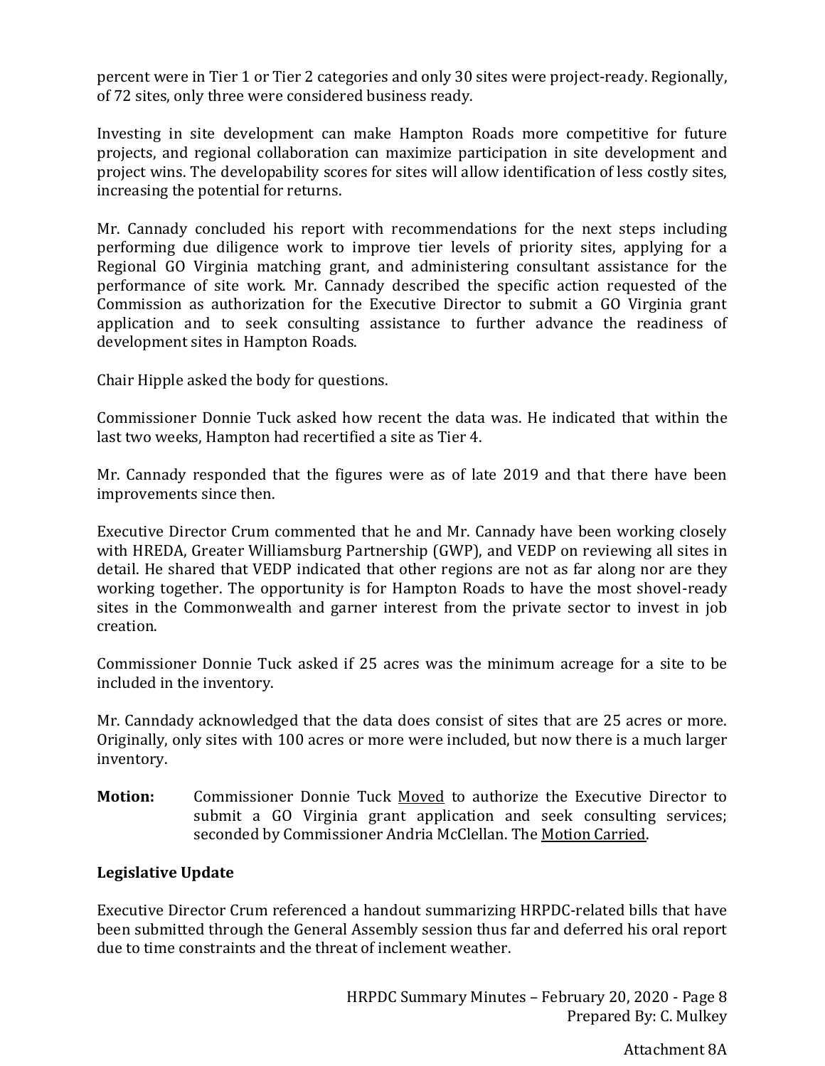percent were in Tier 1 or Tier 2 categories and only 30 sites were project-ready. Regionally, of 72 sites, only three were considered business ready.

Investing in site development can make Hampton Roads more competitive for future projects, and regional collaboration can maximize participation in site development and project wins. The developability scores for sites will allow identification of less costly sites, increasing the potential for returns.

Mr. Cannady concluded his report with recommendations for the next steps including performing due diligence work to improve tier levels of priority sites, applying for a Regional GO Virginia matching grant, and administering consultant assistance for the performance of site work. Mr. Cannady described the specific action requested of the Commission as authorization for the Executive Director to submit a GO Virginia grant application and to seek consulting assistance to further advance the readiness of development sites in Hampton Roads.

Chair Hipple asked the body for questions.

Commissioner Donnie Tuck asked how recent the data was. He indicated that within the last two weeks, Hampton had recertified a site as Tier 4.

Mr. Cannady responded that the figures were as of late 2019 and that there have been improvements since then.

Executive Director Crum commented that he and Mr. Cannady have been working closely with HREDA, Greater Williamsburg Partnership (GWP), and VEDP on reviewing all sites in detail. He shared that VEDP indicated that other regions are not as far along nor are they working together. The opportunity is for Hampton Roads to have the most shovel-ready sites in the Commonwealth and garner interest from the private sector to invest in job creation.

Commissioner Donnie Tuck asked if 25 acres was the minimum acreage for a site to be included in the inventory.

Mr. Canndady acknowledged that the data does consist of sites that are 25 acres or more. Originally, only sites with 100 acres or more were included, but now there is a much larger inventory.

**Motion:** Commissioner Donnie Tuck Moved to authorize the Executive Director to submit a GO Virginia grant application and seek consulting services; seconded by Commissioner Andria McClellan. The Motion Carried.

**Legislative Update**

Executive Director Crum referenced a handout summarizing HRPDC-related bills that have been submitted through the General Assembly session thus far and deferred his oral report due to time constraints and the threat of inclement weather.

HRPDC Summary Minutes – February 20, 2020 - Page 8
Prepared By: C. Mulkey

Attachment 8A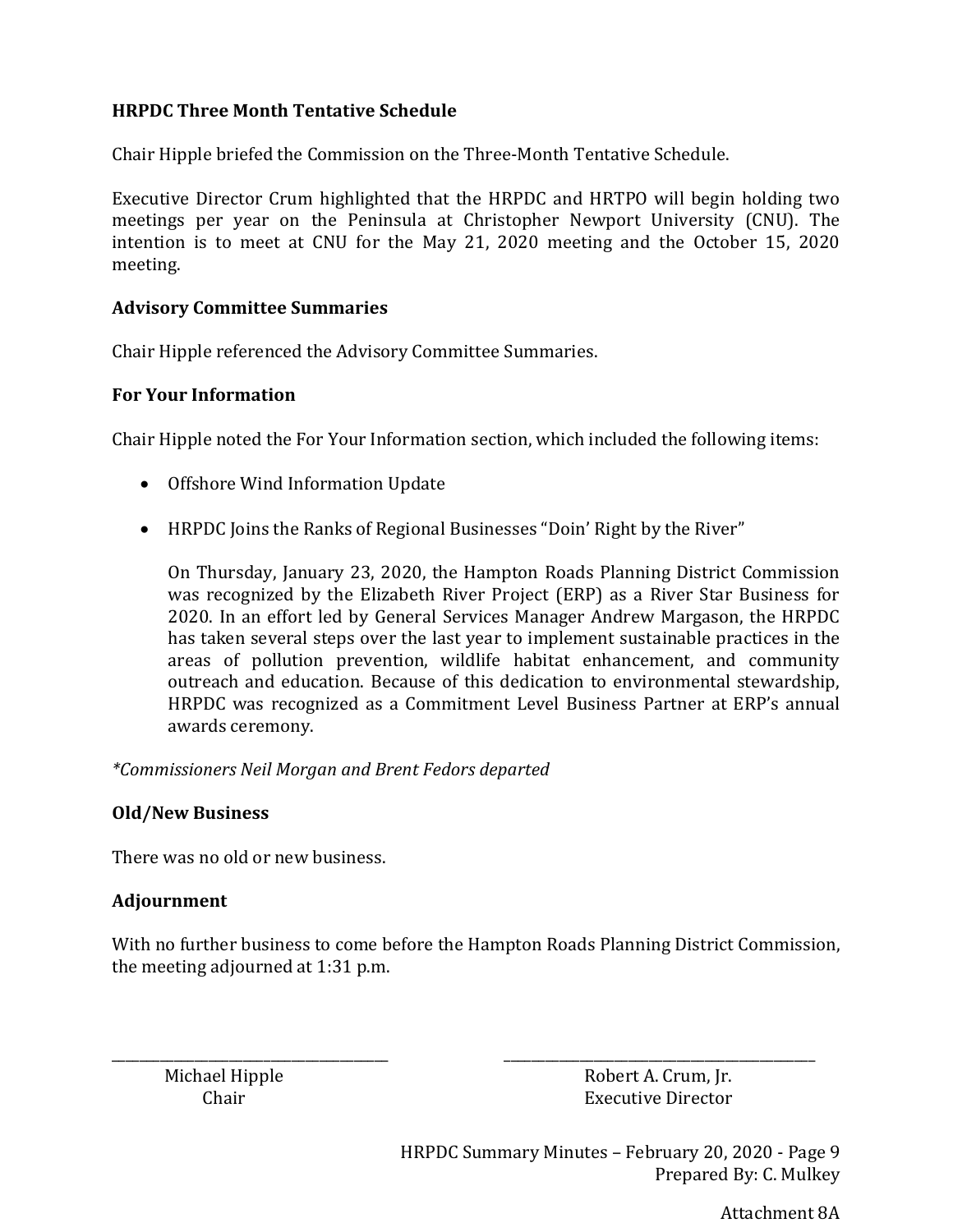**HRPDC Three Month Tentative Schedule**

Chair Hipple briefed the Commission on the Three-Month Tentative Schedule.

Executive Director Crum highlighted that the HRPDC and HRTPO will begin holding two meetings per year on the Peninsula at Christopher Newport University (CNU). The intention is to meet at CNU for the May 21, 2020 meeting and the October 15, 2020 meeting.

**Advisory Committee Summaries**

Chair Hipple referenced the Advisory Committee Summaries.

**For Your Information**

Chair Hipple noted the For Your Information section, which included the following items:

- Offshore Wind Information Update
- HRPDC Joins the Ranks of Regional Businesses "Doin' Right by the River"

  On Thursday, January 23, 2020, the Hampton Roads Planning District Commission was recognized by the Elizabeth River Project (ERP) as a River Star Business for 2020. In an effort led by General Services Manager Andrew Margason, the HRPDC has taken several steps over the last year to implement sustainable practices in the areas of pollution prevention, wildlife habitat enhancement, and community outreach and education. Because of this dedication to environmental stewardship, HRPDC was recognized as a Commitment Level Business Partner at ERP's annual awards ceremony.

*\*Commissioners Neil Morgan and Brent Fedors departed*

**Old/New Business**

There was no old or new business.

**Adjournment**

With no further business to come before the Hampton Roads Planning District Commission, the meeting adjourned at 1:31 p.m.

\_\_\_\_\_\_\_\_\_\_\_\_\_\_\_\_\_\_\_\_\_\_\_\_\_\_\_\_\_\_
Michael Hipple
Chair

\_\_\_\_\_\_\_\_\_\_\_\_\_\_\_\_\_\_\_\_\_\_\_\_\_\_\_\_\_\_
Robert A. Crum, Jr.
Executive Director

HRPDC Summary Minutes – February 20, 2020 - Page 9
Prepared By: C. Mulkey

Attachment 8A